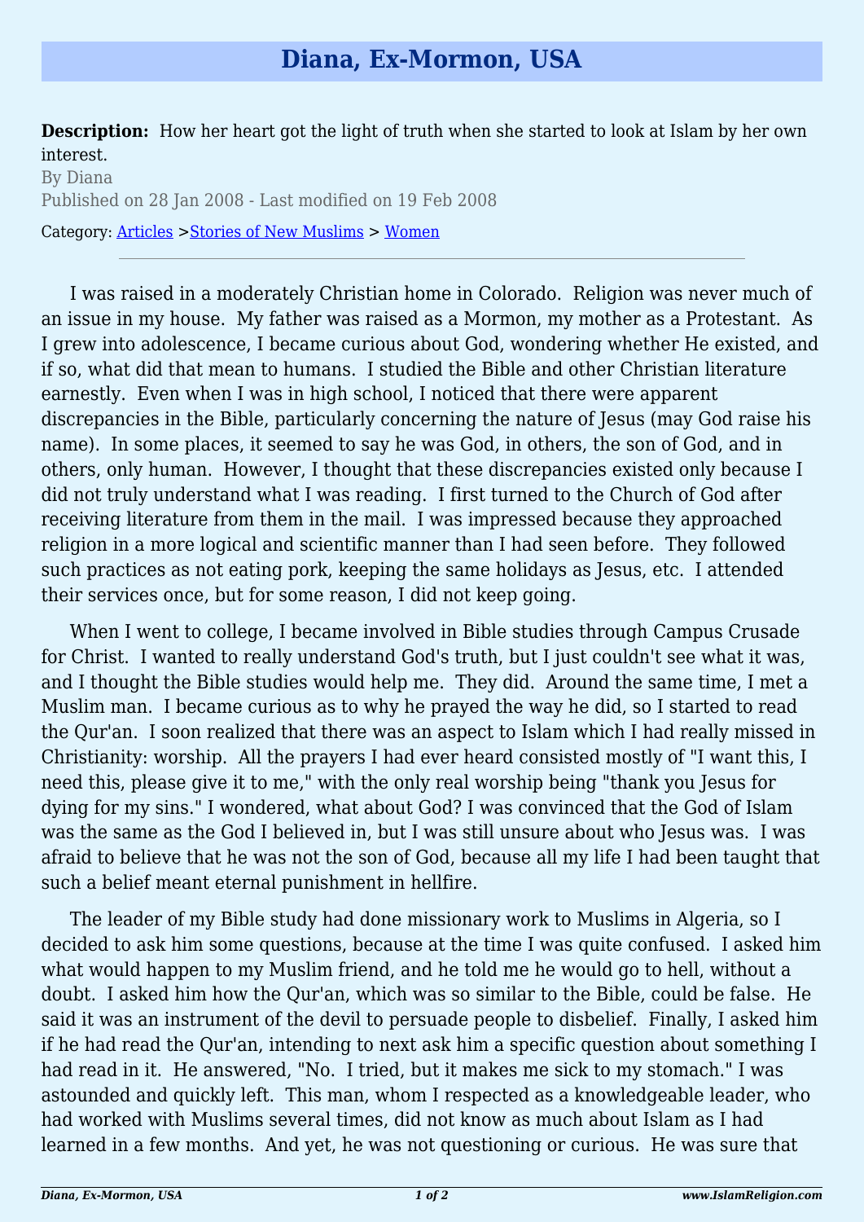# Diana, Ex-Mormon, USA

**Description:** How her heart got the light of truth when she started to look at Islam by her own interest.

By Diana

Published on 28 Jan 2008 - Last modified on 19 Feb 2008

Category: Articles >Stories of New Muslims > Women

---

I was raised in a moderately Christian home in Colorado. Religion was never much of an issue in my house. My father was raised as a Mormon, my mother as a Protestant. As I grew into adolescence, I became curious about God, wondering whether He existed, and if so, what did that mean to humans. I studied the Bible and other Christian literature earnestly. Even when I was in high school, I noticed that there were apparent discrepancies in the Bible, particularly concerning the nature of Jesus (may God raise his name). In some places, it seemed to say he was God, in others, the son of God, and in others, only human. However, I thought that these discrepancies existed only because I did not truly understand what I was reading. I first turned to the Church of God after receiving literature from them in the mail. I was impressed because they approached religion in a more logical and scientific manner than I had seen before. They followed such practices as not eating pork, keeping the same holidays as Jesus, etc. I attended their services once, but for some reason, I did not keep going.

When I went to college, I became involved in Bible studies through Campus Crusade for Christ. I wanted to really understand God's truth, but I just couldn't see what it was, and I thought the Bible studies would help me. They did. Around the same time, I met a Muslim man. I became curious as to why he prayed the way he did, so I started to read the Qur'an. I soon realized that there was an aspect to Islam which I had really missed in Christianity: worship. All the prayers I had ever heard consisted mostly of "I want this, I need this, please give it to me," with the only real worship being "thank you Jesus for dying for my sins." I wondered, what about God? I was convinced that the God of Islam was the same as the God I believed in, but I was still unsure about who Jesus was. I was afraid to believe that he was not the son of God, because all my life I had been taught that such a belief meant eternal punishment in hellfire.

The leader of my Bible study had done missionary work to Muslims in Algeria, so I decided to ask him some questions, because at the time I was quite confused. I asked him what would happen to my Muslim friend, and he told me he would go to hell, without a doubt. I asked him how the Qur'an, which was so similar to the Bible, could be false. He said it was an instrument of the devil to persuade people to disbelief. Finally, I asked him if he had read the Qur'an, intending to next ask him a specific question about something I had read in it. He answered, "No. I tried, but it makes me sick to my stomach." I was astounded and quickly left. This man, whom I respected as a knowledgeable leader, who had worked with Muslims several times, did not know as much about Islam as I had learned in a few months. And yet, he was not questioning or curious. He was sure that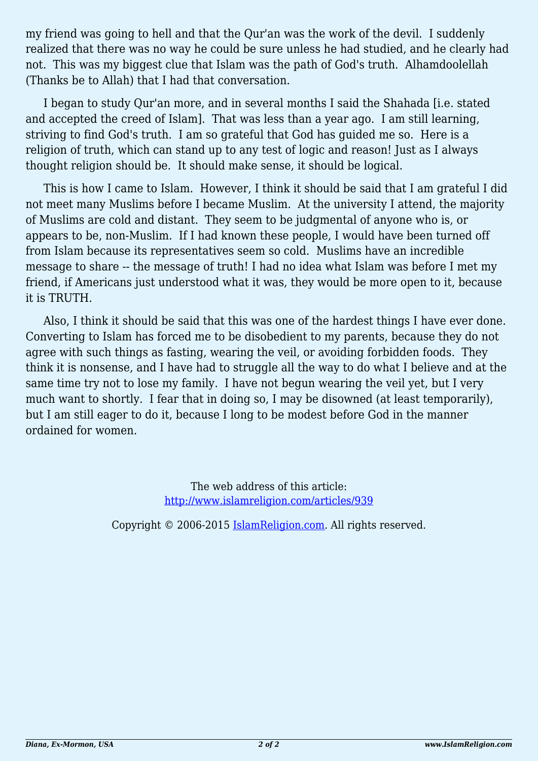my friend was going to hell and that the Qur'an was the work of the devil.  I suddenly realized that there was no way he could be sure unless he had studied, and he clearly had not.  This was my biggest clue that Islam was the path of God's truth.  Alhamdoolellah (Thanks be to Allah) that I had that conversation.

I began to study Qur'an more, and in several months I said the Shahada [i.e. stated and accepted the creed of Islam].  That was less than a year ago.  I am still learning, striving to find God's truth.  I am so grateful that God has guided me so.  Here is a religion of truth, which can stand up to any test of logic and reason! Just as I always thought religion should be.  It should make sense, it should be logical.

This is how I came to Islam.  However, I think it should be said that I am grateful I did not meet many Muslims before I became Muslim.  At the university I attend, the majority of Muslims are cold and distant.  They seem to be judgmental of anyone who is, or appears to be, non-Muslim.  If I had known these people, I would have been turned off from Islam because its representatives seem so cold.  Muslims have an incredible message to share -- the message of truth! I had no idea what Islam was before I met my friend, if Americans just understood what it was, they would be more open to it, because it is TRUTH.

Also, I think it should be said that this was one of the hardest things I have ever done.  Converting to Islam has forced me to be disobedient to my parents, because they do not agree with such things as fasting, wearing the veil, or avoiding forbidden foods.  They think it is nonsense, and I have had to struggle all the way to do what I believe and at the same time try not to lose my family.  I have not begun wearing the veil yet, but I very much want to shortly.  I fear that in doing so, I may be disowned (at least temporarily), but I am still eager to do it, because I long to be modest before God in the manner ordained for women.

The web address of this article:
http://www.islamreligion.com/articles/939

Copyright © 2006-2015 IslamReligion.com. All rights reserved.